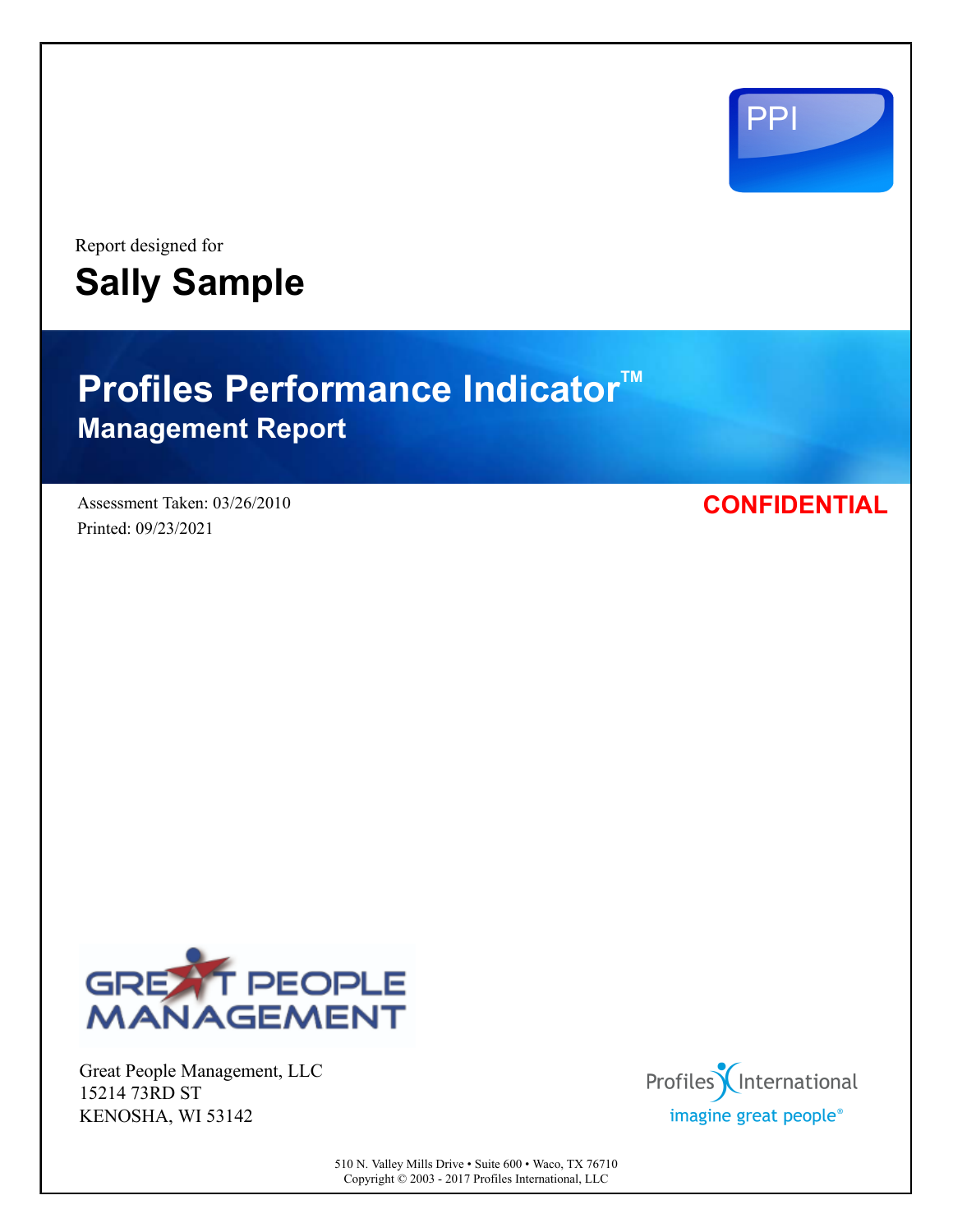PPI

Report designed for

# Sally Sample

# Profiles Performance Indicator™

## Management Report

Assessment Taken: 03/26/2010

Printed: 09/23/2021

**CONFIDENTIAL**

GREAT PEOPLE MANAGEMENT

Great People Management, LLC
15214 73RD ST
KENOSHA, WI 53142

Profiles International
imagine great people®

510 N. Valley Mills Drive • Suite 600 • Waco, TX 76710
Copyright © 2003 - 2017 Profiles International, LLC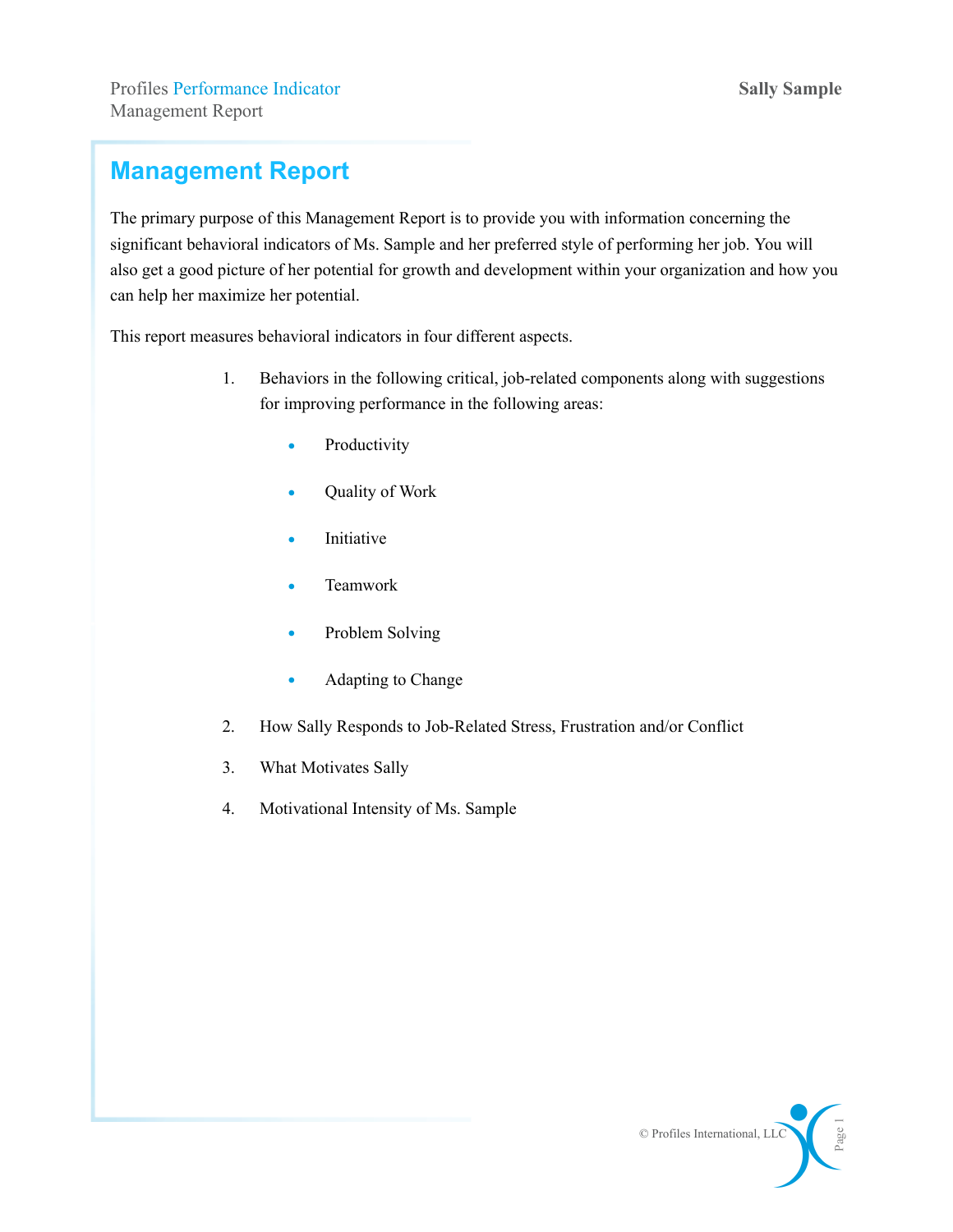# Management Report

The primary purpose of this Management Report is to provide you with information concerning the significant behavioral indicators of Ms. Sample and her preferred style of performing her job. You will also get a good picture of her potential for growth and development within your organization and how you can help her maximize her potential.

This report measures behavioral indicators in four different aspects.

1. Behaviors in the following critical, job-related components along with suggestions for improving performance in the following areas:
   - Productivity
   - Quality of Work
   - Initiative
   - Teamwork
   - Problem Solving
   - Adapting to Change
2. How Sally Responds to Job-Related Stress, Frustration and/or Conflict
3. What Motivates Sally
4. Motivational Intensity of Ms. Sample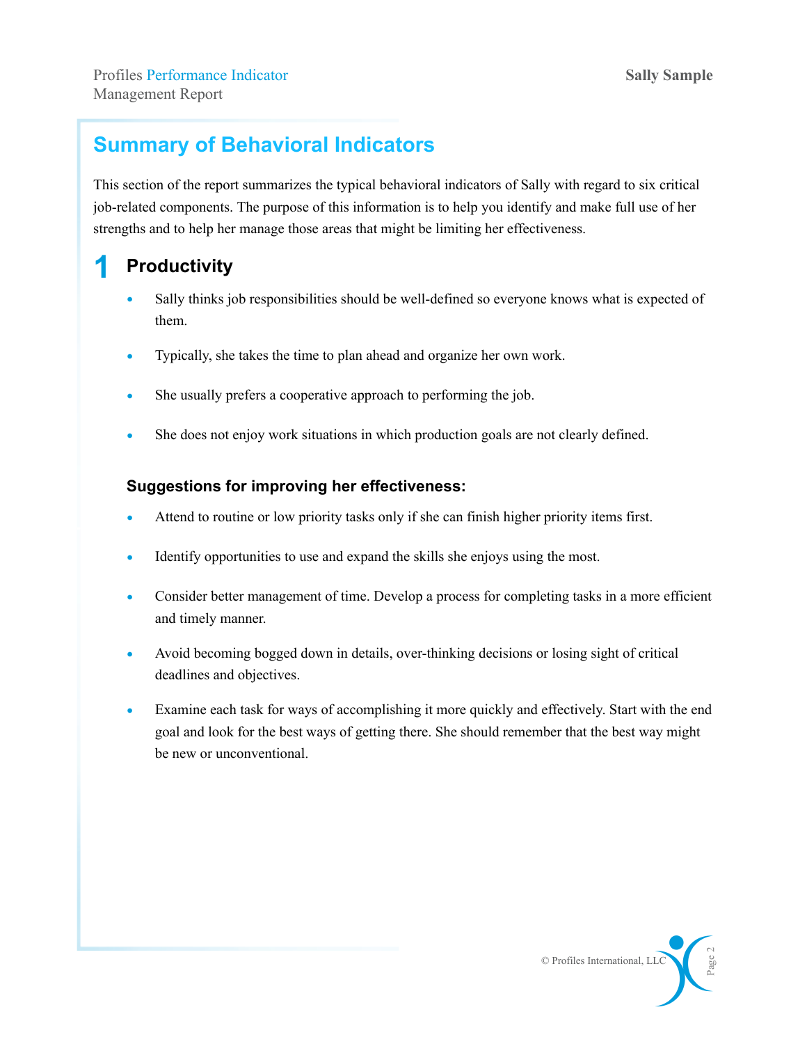# Summary of Behavioral Indicators

This section of the report summarizes the typical behavioral indicators of Sally with regard to six critical job-related components. The purpose of this information is to help you identify and make full use of her strengths and to help her manage those areas that might be limiting her effectiveness.

## 1 Productivity

- Sally thinks job responsibilities should be well-defined so everyone knows what is expected of them.
- Typically, she takes the time to plan ahead and organize her own work.
- She usually prefers a cooperative approach to performing the job.
- She does not enjoy work situations in which production goals are not clearly defined.

### Suggestions for improving her effectiveness:

- Attend to routine or low priority tasks only if she can finish higher priority items first.
- Identify opportunities to use and expand the skills she enjoys using the most.
- Consider better management of time. Develop a process for completing tasks in a more efficient and timely manner.
- Avoid becoming bogged down in details, over-thinking decisions or losing sight of critical deadlines and objectives.
- Examine each task for ways of accomplishing it more quickly and effectively. Start with the end goal and look for the best ways of getting there. She should remember that the best way might be new or unconventional.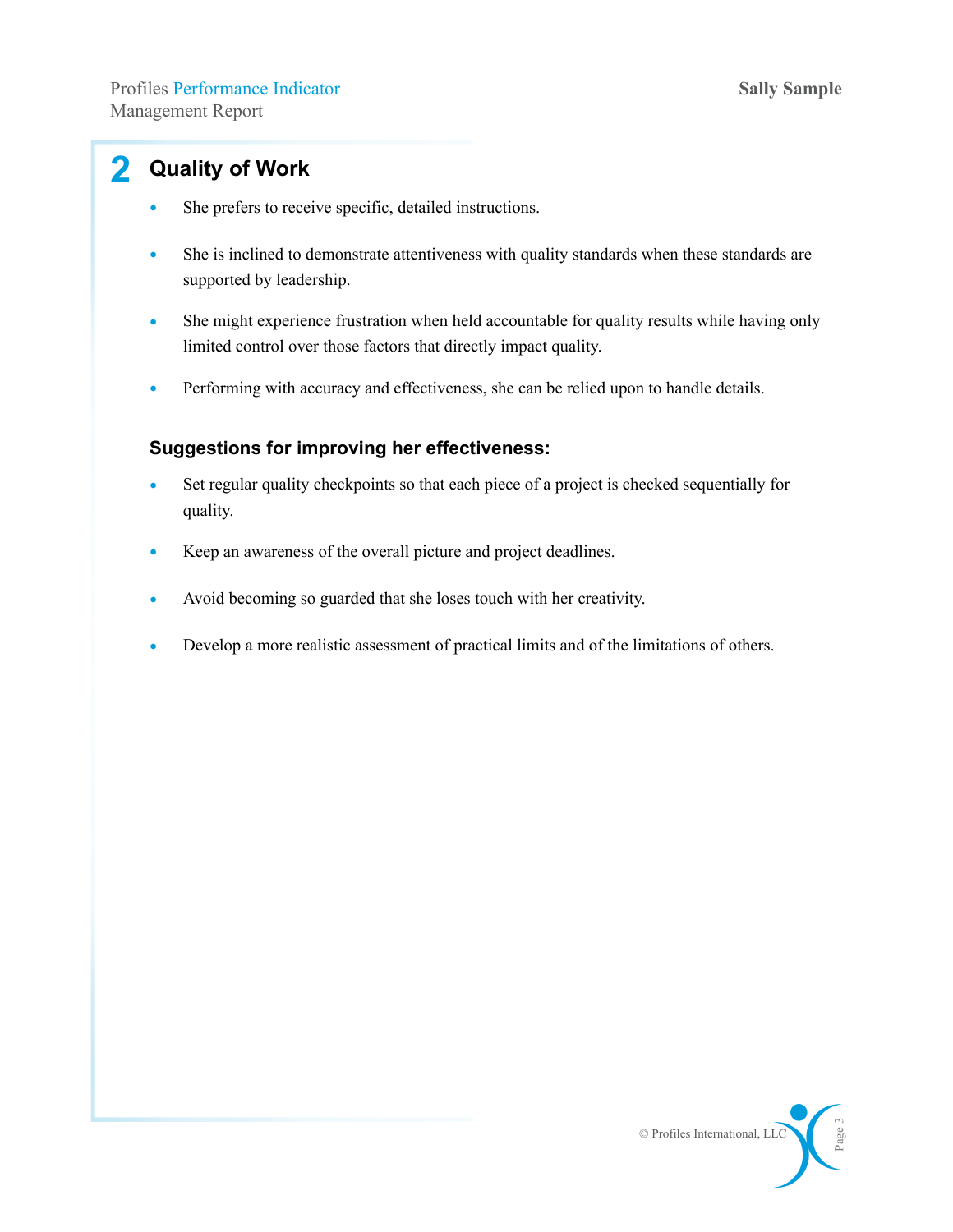## 2 Quality of Work

- She prefers to receive specific, detailed instructions.
- She is inclined to demonstrate attentiveness with quality standards when these standards are supported by leadership.
- She might experience frustration when held accountable for quality results while having only limited control over those factors that directly impact quality.
- Performing with accuracy and effectiveness, she can be relied upon to handle details.

### Suggestions for improving her effectiveness:

- Set regular quality checkpoints so that each piece of a project is checked sequentially for quality.
- Keep an awareness of the overall picture and project deadlines.
- Avoid becoming so guarded that she loses touch with her creativity.
- Develop a more realistic assessment of practical limits and of the limitations of others.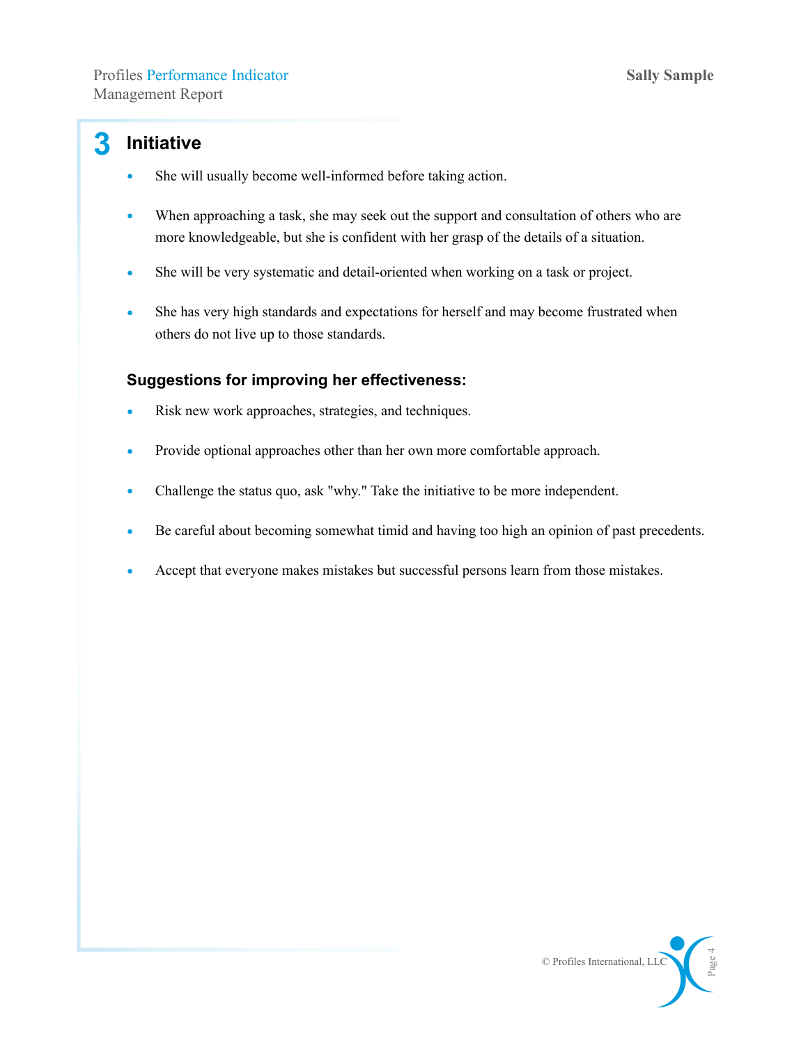## 3 Initiative

- She will usually become well-informed before taking action.
- When approaching a task, she may seek out the support and consultation of others who are more knowledgeable, but she is confident with her grasp of the details of a situation.
- She will be very systematic and detail-oriented when working on a task or project.
- She has very high standards and expectations for herself and may become frustrated when others do not live up to those standards.

### Suggestions for improving her effectiveness:

- Risk new work approaches, strategies, and techniques.
- Provide optional approaches other than her own more comfortable approach.
- Challenge the status quo, ask "why." Take the initiative to be more independent.
- Be careful about becoming somewhat timid and having too high an opinion of past precedents.
- Accept that everyone makes mistakes but successful persons learn from those mistakes.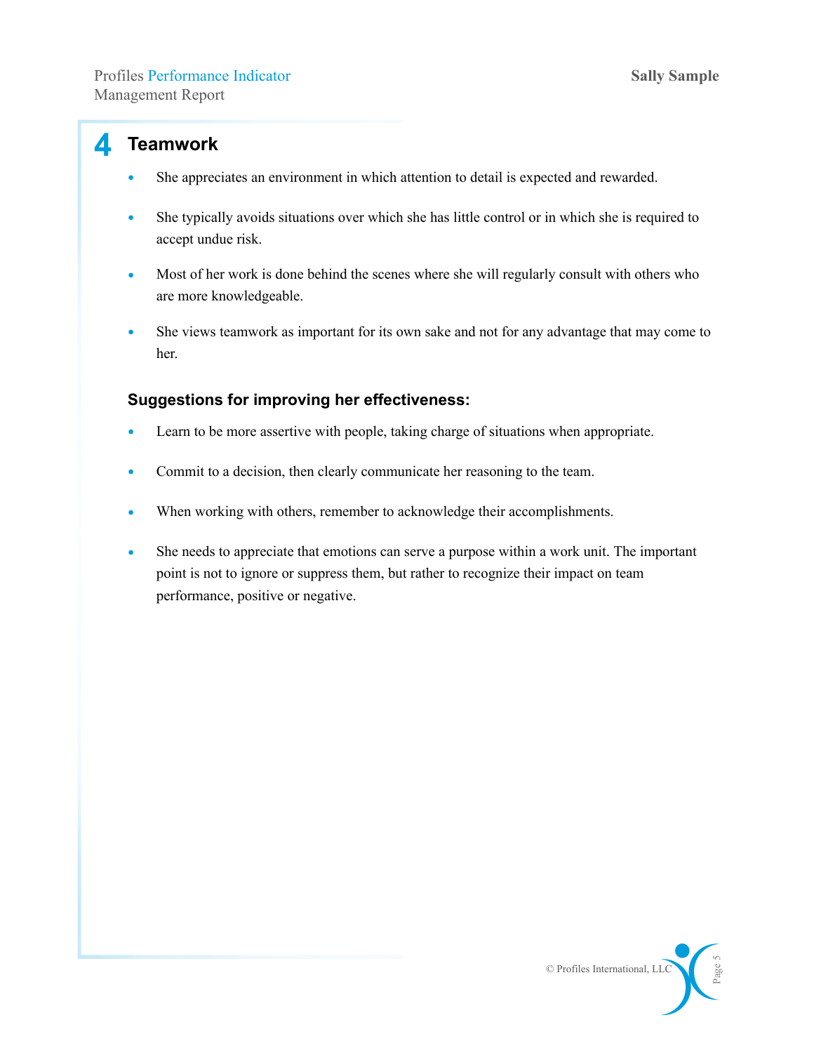## 4 Teamwork

- She appreciates an environment in which attention to detail is expected and rewarded.
- She typically avoids situations over which she has little control or in which she is required to accept undue risk.
- Most of her work is done behind the scenes where she will regularly consult with others who are more knowledgeable.
- She views teamwork as important for its own sake and not for any advantage that may come to her.

### Suggestions for improving her effectiveness:

- Learn to be more assertive with people, taking charge of situations when appropriate.
- Commit to a decision, then clearly communicate her reasoning to the team.
- When working with others, remember to acknowledge their accomplishments.
- She needs to appreciate that emotions can serve a purpose within a work unit. The important point is not to ignore or suppress them, but rather to recognize their impact on team performance, positive or negative.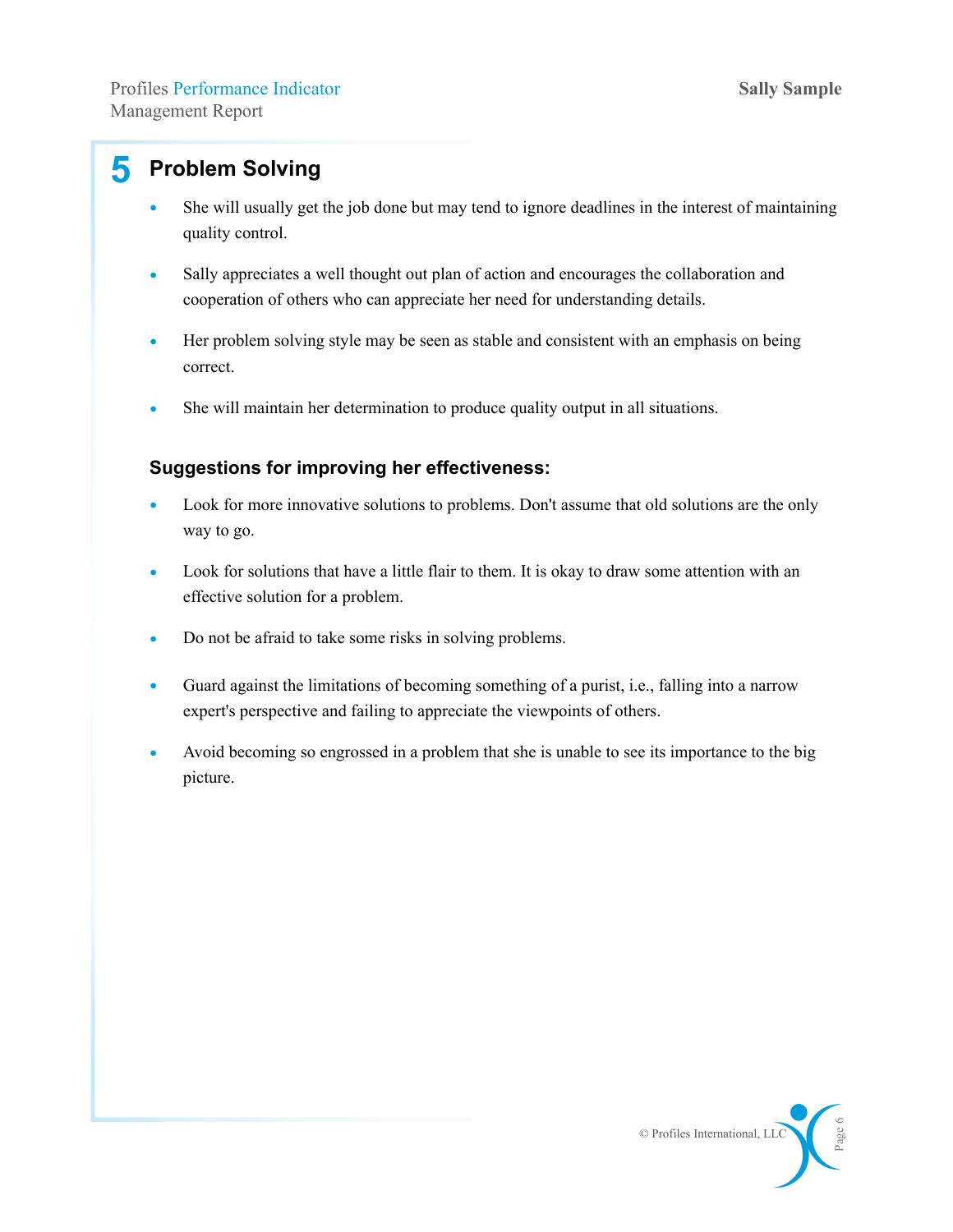## 5 Problem Solving

- She will usually get the job done but may tend to ignore deadlines in the interest of maintaining quality control.
- Sally appreciates a well thought out plan of action and encourages the collaboration and cooperation of others who can appreciate her need for understanding details.
- Her problem solving style may be seen as stable and consistent with an emphasis on being correct.
- She will maintain her determination to produce quality output in all situations.

### Suggestions for improving her effectiveness:

- Look for more innovative solutions to problems. Don't assume that old solutions are the only way to go.
- Look for solutions that have a little flair to them. It is okay to draw some attention with an effective solution for a problem.
- Do not be afraid to take some risks in solving problems.
- Guard against the limitations of becoming something of a purist, i.e., falling into a narrow expert's perspective and failing to appreciate the viewpoints of others.
- Avoid becoming so engrossed in a problem that she is unable to see its importance to the big picture.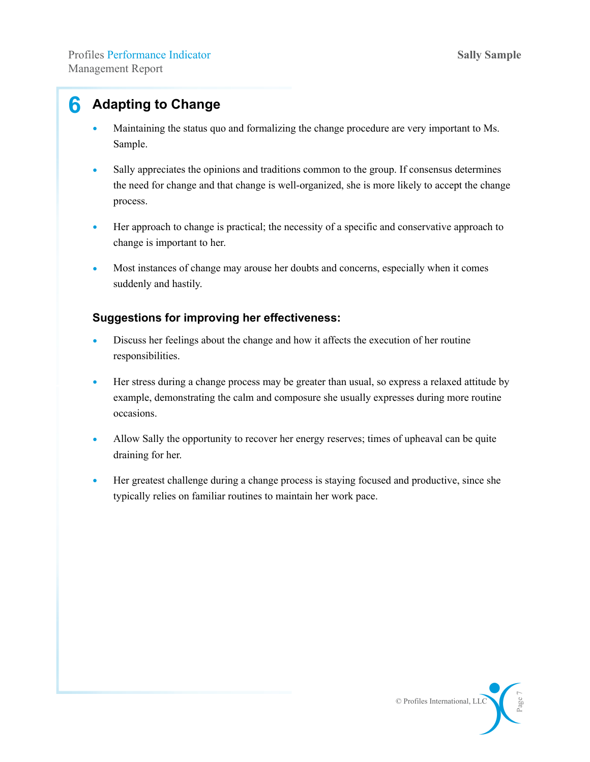## 6 Adapting to Change

- Maintaining the status quo and formalizing the change procedure are very important to Ms. Sample.
- Sally appreciates the opinions and traditions common to the group. If consensus determines the need for change and that change is well-organized, she is more likely to accept the change process.
- Her approach to change is practical; the necessity of a specific and conservative approach to change is important to her.
- Most instances of change may arouse her doubts and concerns, especially when it comes suddenly and hastily.

### Suggestions for improving her effectiveness:

- Discuss her feelings about the change and how it affects the execution of her routine responsibilities.
- Her stress during a change process may be greater than usual, so express a relaxed attitude by example, demonstrating the calm and composure she usually expresses during more routine occasions.
- Allow Sally the opportunity to recover her energy reserves; times of upheaval can be quite draining for her.
- Her greatest challenge during a change process is staying focused and productive, since she typically relies on familiar routines to maintain her work pace.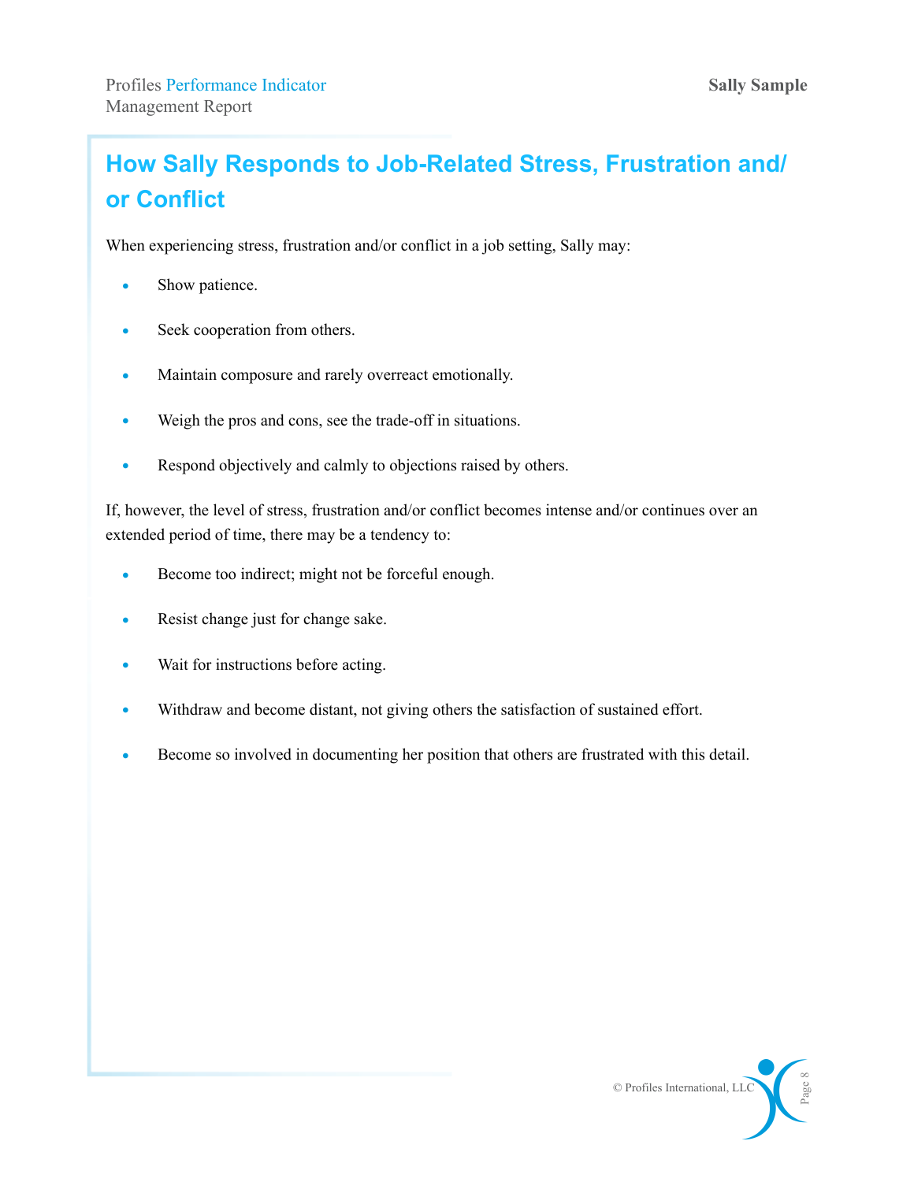## How Sally Responds to Job-Related Stress, Frustration and/or Conflict

When experiencing stress, frustration and/or conflict in a job setting, Sally may:

- Show patience.
- Seek cooperation from others.
- Maintain composure and rarely overreact emotionally.
- Weigh the pros and cons, see the trade-off in situations.
- Respond objectively and calmly to objections raised by others.

If, however, the level of stress, frustration and/or conflict becomes intense and/or continues over an extended period of time, there may be a tendency to:

- Become too indirect; might not be forceful enough.
- Resist change just for change sake.
- Wait for instructions before acting.
- Withdraw and become distant, not giving others the satisfaction of sustained effort.
- Become so involved in documenting her position that others are frustrated with this detail.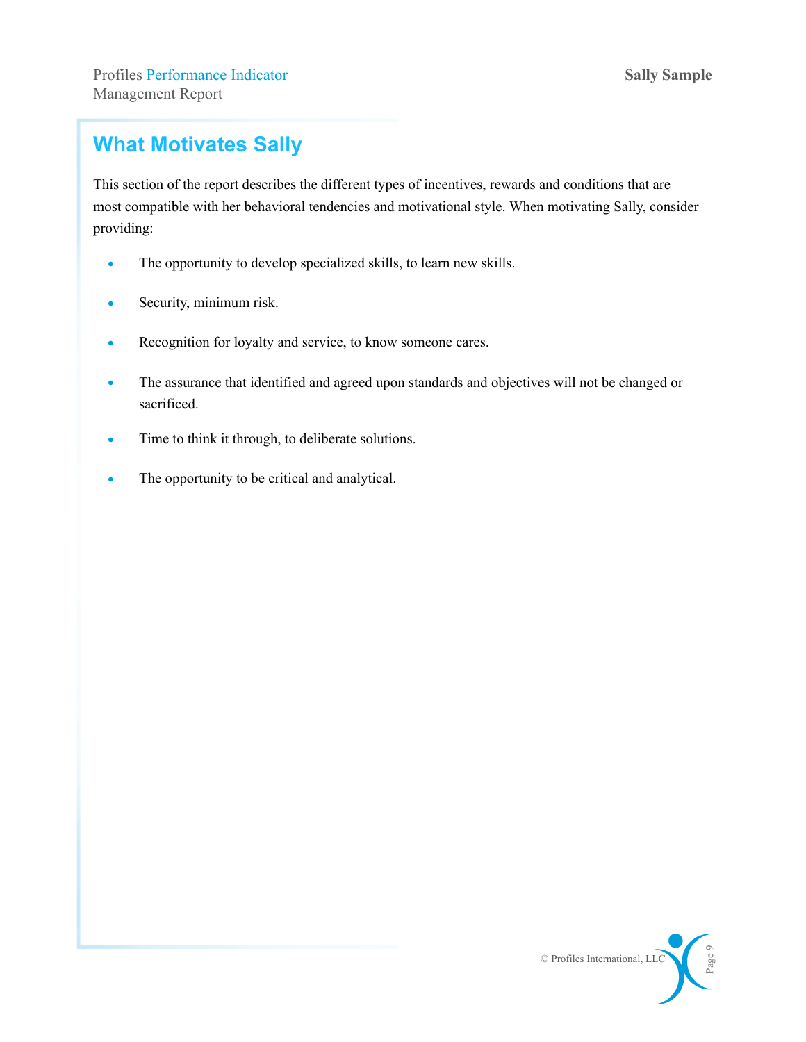## What Motivates Sally

This section of the report describes the different types of incentives, rewards and conditions that are most compatible with her behavioral tendencies and motivational style. When motivating Sally, consider providing:

- The opportunity to develop specialized skills, to learn new skills.
- Security, minimum risk.
- Recognition for loyalty and service, to know someone cares.
- The assurance that identified and agreed upon standards and objectives will not be changed or sacrificed.
- Time to think it through, to deliberate solutions.
- The opportunity to be critical and analytical.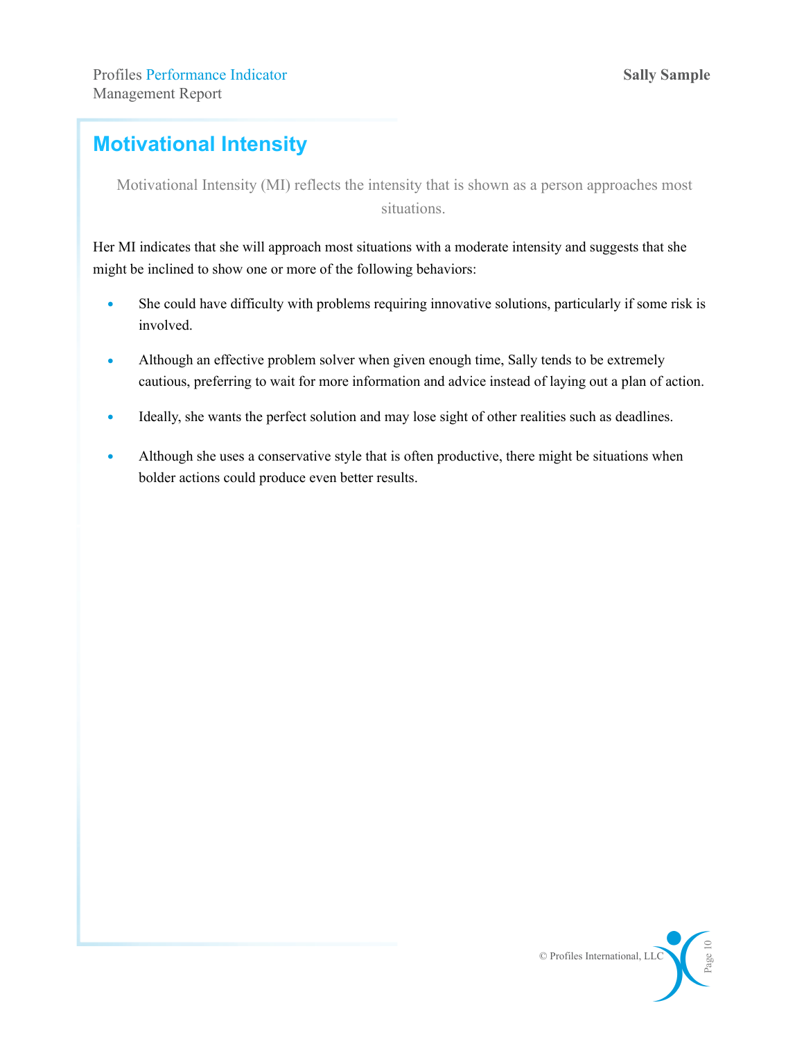## Motivational Intensity

Motivational Intensity (MI) reflects the intensity that is shown as a person approaches most situations.

Her MI indicates that she will approach most situations with a moderate intensity and suggests that she might be inclined to show one or more of the following behaviors:

- She could have difficulty with problems requiring innovative solutions, particularly if some risk is involved.
- Although an effective problem solver when given enough time, Sally tends to be extremely cautious, preferring to wait for more information and advice instead of laying out a plan of action.
- Ideally, she wants the perfect solution and may lose sight of other realities such as deadlines.
- Although she uses a conservative style that is often productive, there might be situations when bolder actions could produce even better results.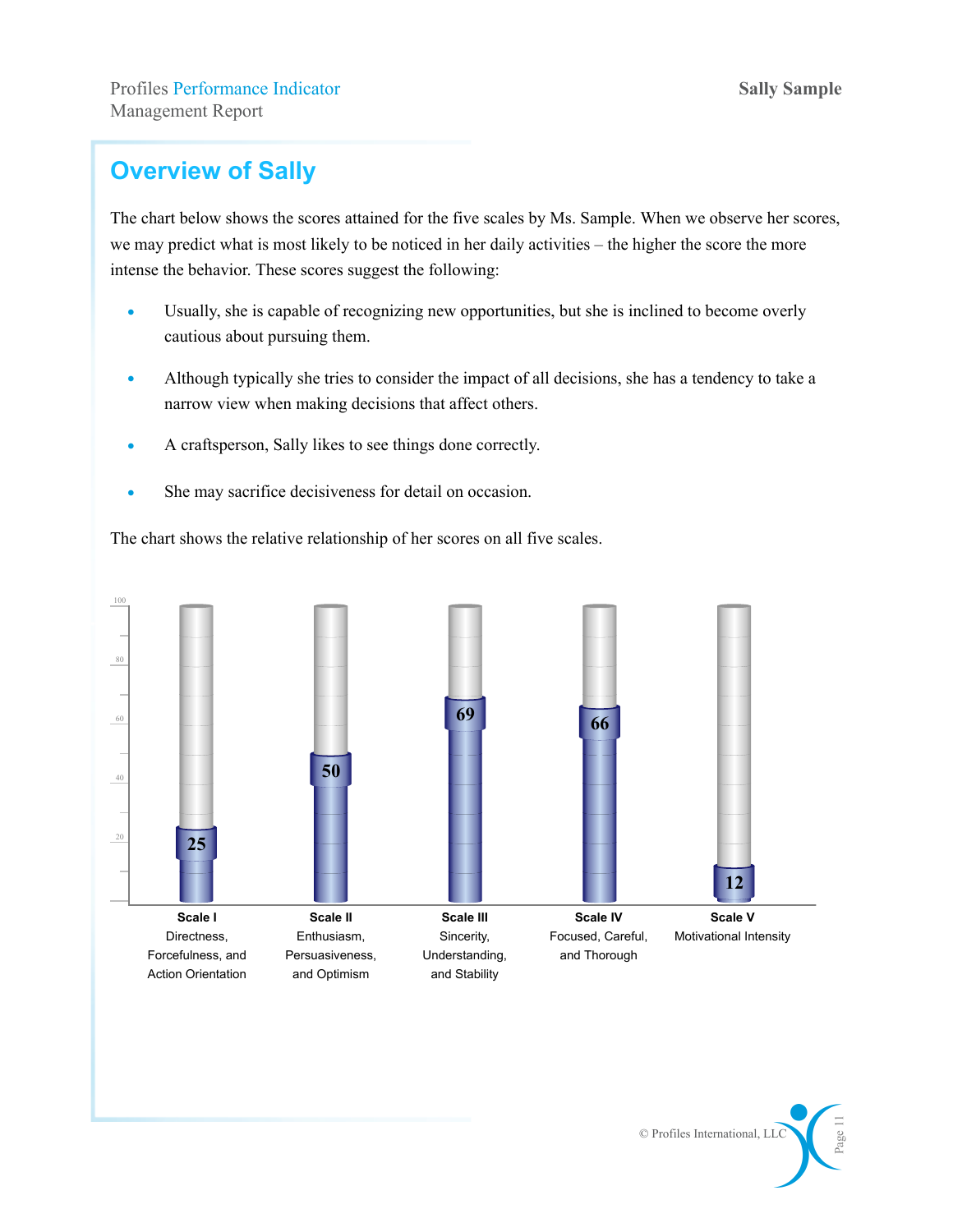## Overview of Sally

The chart below shows the scores attained for the five scales by Ms. Sample. When we observe her scores, we may predict what is most likely to be noticed in her daily activities – the higher the score the more intense the behavior. These scores suggest the following:

- Usually, she is capable of recognizing new opportunities, but she is inclined to become overly cautious about pursuing them.
- Although typically she tries to consider the impact of all decisions, she has a tendency to take a narrow view when making decisions that affect others.
- A craftsperson, Sally likes to see things done correctly.
- She may sacrifice decisiveness for detail on occasion.

The chart shows the relative relationship of her scores on all five scales.

100
80
60
40
20

25
50
69
66
12

**Scale I**
Directness, Forcefulness, and Action Orientation

**Scale II**
Enthusiasm, Persuasiveness, and Optimism

**Scale III**
Sincerity, Understanding, and Stability

**Scale IV**
Focused, Careful, and Thorough

**Scale V**
Motivational Intensity

© Profiles International, LLC